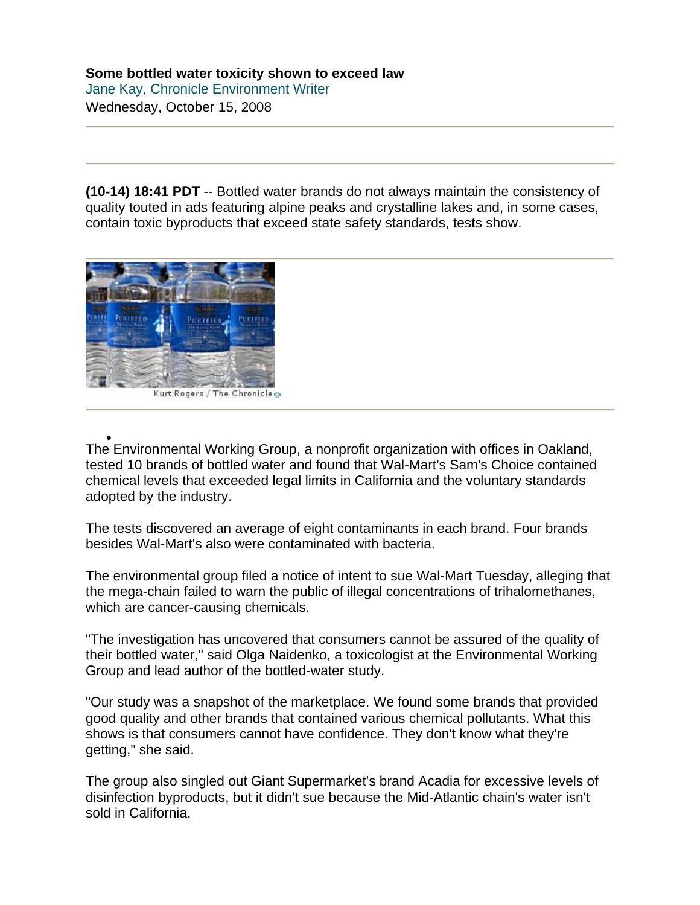**Some bottled water toxicity shown to exceed law**

Jane Kay, Chronicle Environment Writer

Wednesday, October 15, 2008

**(10-14) 18:41 PDT** -- Bottled water brands do not always maintain the consistency of quality touted in ads featuring alpine peaks and crystalline lakes and, in some cases, contain toxic byproducts that exceed state safety standards, tests show.

Kurt Rogers / The Chronicle

The Environmental Working Group, a nonprofit organization with offices in Oakland, tested 10 brands of bottled water and found that Wal-Mart's Sam's Choice contained chemical levels that exceeded legal limits in California and the voluntary standards adopted by the industry.

The tests discovered an average of eight contaminants in each brand. Four brands besides Wal-Mart's also were contaminated with bacteria.

The environmental group filed a notice of intent to sue Wal-Mart Tuesday, alleging that the mega-chain failed to warn the public of illegal concentrations of trihalomethanes, which are cancer-causing chemicals.

"The investigation has uncovered that consumers cannot be assured of the quality of their bottled water," said Olga Naidenko, a toxicologist at the Environmental Working Group and lead author of the bottled-water study.

"Our study was a snapshot of the marketplace. We found some brands that provided good quality and other brands that contained various chemical pollutants. What this shows is that consumers cannot have confidence. They don't know what they're getting," she said.

The group also singled out Giant Supermarket's brand Acadia for excessive levels of disinfection byproducts, but it didn't sue because the Mid-Atlantic chain's water isn't sold in California.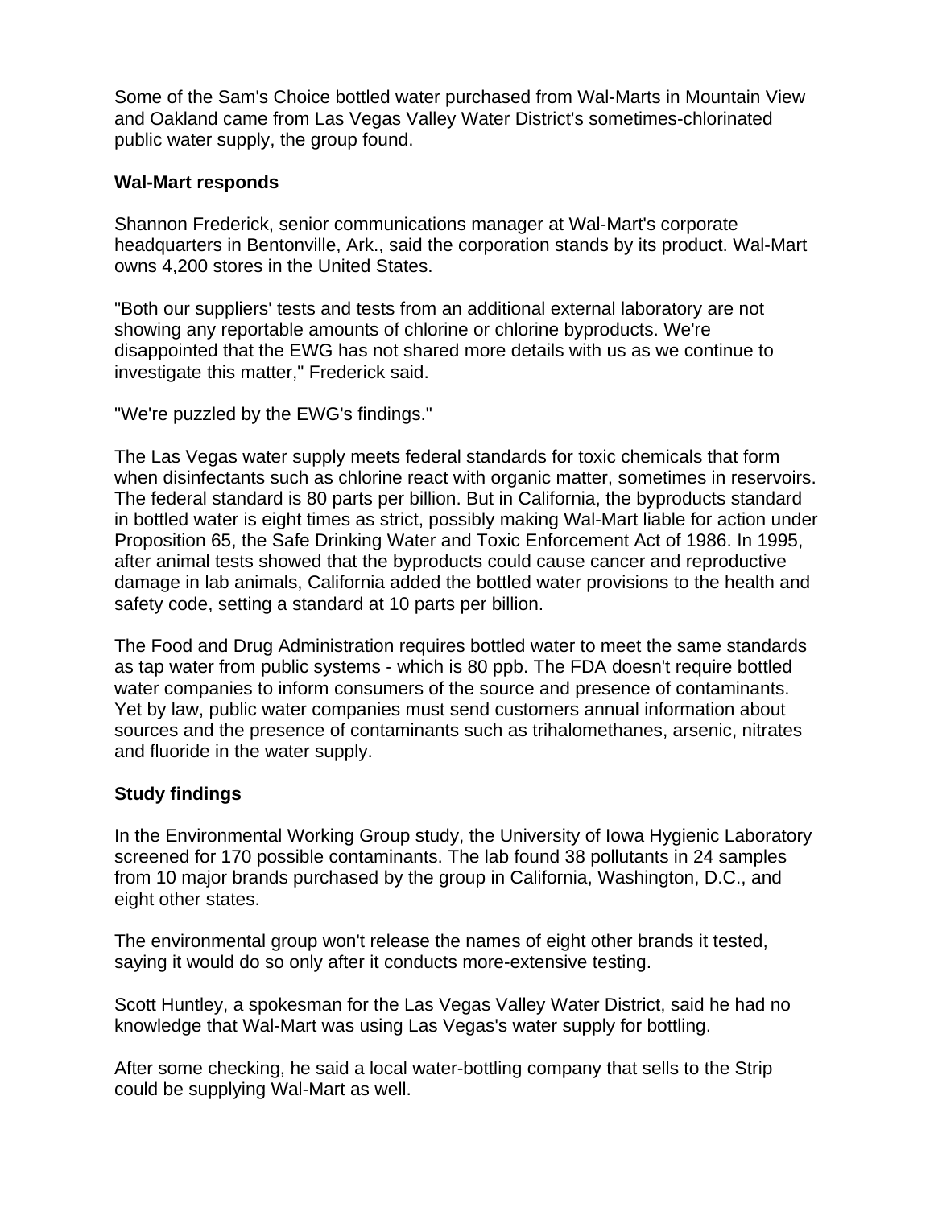Some of the Sam's Choice bottled water purchased from Wal-Marts in Mountain View and Oakland came from Las Vegas Valley Water District's sometimes-chlorinated public water supply, the group found.

**Wal-Mart responds**

Shannon Frederick, senior communications manager at Wal-Mart's corporate headquarters in Bentonville, Ark., said the corporation stands by its product. Wal-Mart owns 4,200 stores in the United States.

"Both our suppliers' tests and tests from an additional external laboratory are not showing any reportable amounts of chlorine or chlorine byproducts. We're disappointed that the EWG has not shared more details with us as we continue to investigate this matter," Frederick said.

"We're puzzled by the EWG's findings."

The Las Vegas water supply meets federal standards for toxic chemicals that form when disinfectants such as chlorine react with organic matter, sometimes in reservoirs. The federal standard is 80 parts per billion. But in California, the byproducts standard in bottled water is eight times as strict, possibly making Wal-Mart liable for action under Proposition 65, the Safe Drinking Water and Toxic Enforcement Act of 1986. In 1995, after animal tests showed that the byproducts could cause cancer and reproductive damage in lab animals, California added the bottled water provisions to the health and safety code, setting a standard at 10 parts per billion.

The Food and Drug Administration requires bottled water to meet the same standards as tap water from public systems - which is 80 ppb. The FDA doesn't require bottled water companies to inform consumers of the source and presence of contaminants. Yet by law, public water companies must send customers annual information about sources and the presence of contaminants such as trihalomethanes, arsenic, nitrates and fluoride in the water supply.

**Study findings**

In the Environmental Working Group study, the University of Iowa Hygienic Laboratory screened for 170 possible contaminants. The lab found 38 pollutants in 24 samples from 10 major brands purchased by the group in California, Washington, D.C., and eight other states.

The environmental group won't release the names of eight other brands it tested, saying it would do so only after it conducts more-extensive testing.

Scott Huntley, a spokesman for the Las Vegas Valley Water District, said he had no knowledge that Wal-Mart was using Las Vegas's water supply for bottling.

After some checking, he said a local water-bottling company that sells to the Strip could be supplying Wal-Mart as well.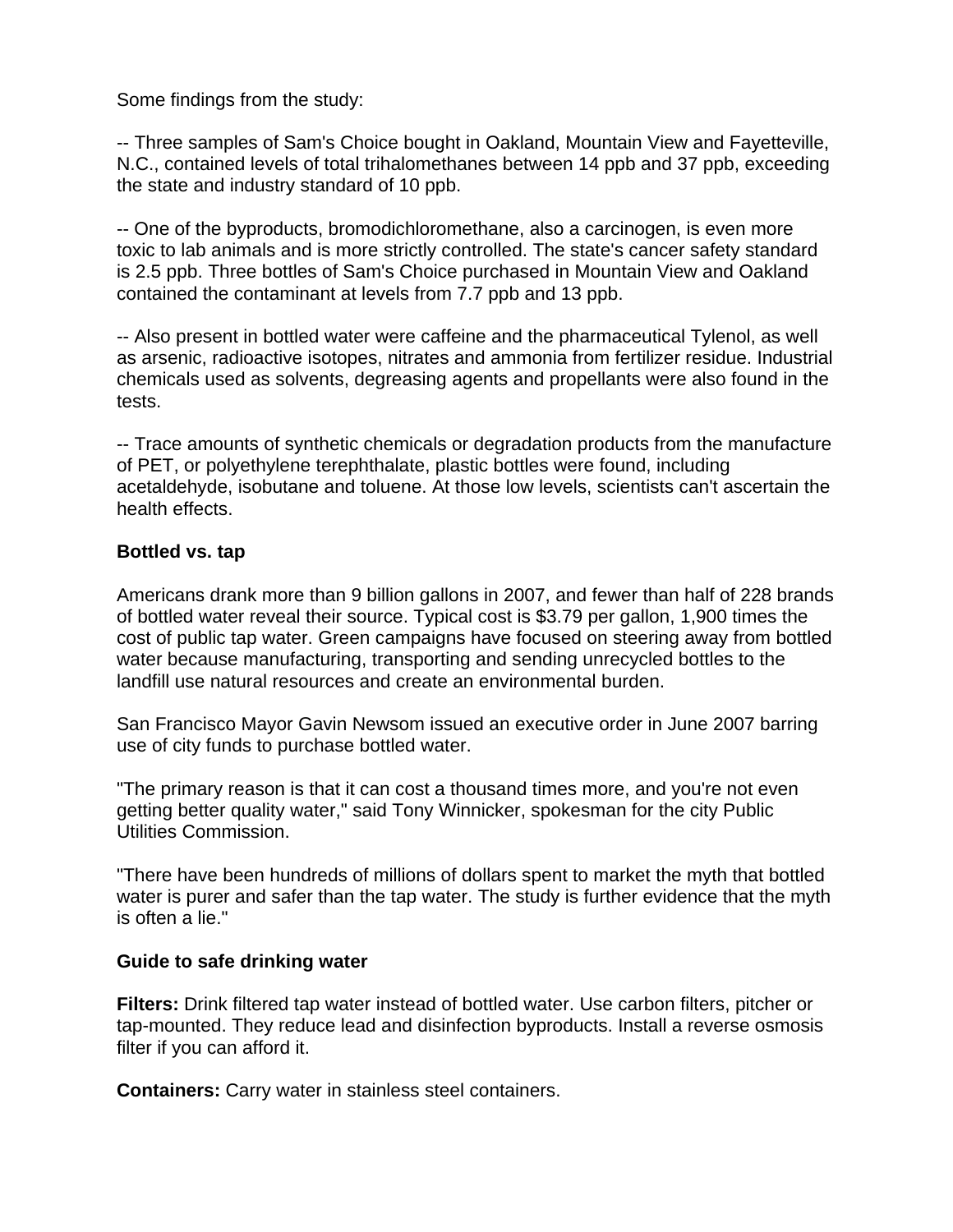Some findings from the study:

-- Three samples of Sam's Choice bought in Oakland, Mountain View and Fayetteville, N.C., contained levels of total trihalomethanes between 14 ppb and 37 ppb, exceeding the state and industry standard of 10 ppb.

-- One of the byproducts, bromodichloromethane, also a carcinogen, is even more toxic to lab animals and is more strictly controlled. The state's cancer safety standard is 2.5 ppb. Three bottles of Sam's Choice purchased in Mountain View and Oakland contained the contaminant at levels from 7.7 ppb and 13 ppb.

-- Also present in bottled water were caffeine and the pharmaceutical Tylenol, as well as arsenic, radioactive isotopes, nitrates and ammonia from fertilizer residue. Industrial chemicals used as solvents, degreasing agents and propellants were also found in the tests.

-- Trace amounts of synthetic chemicals or degradation products from the manufacture of PET, or polyethylene terephthalate, plastic bottles were found, including acetaldehyde, isobutane and toluene. At those low levels, scientists can't ascertain the health effects.

**Bottled vs. tap**

Americans drank more than 9 billion gallons in 2007, and fewer than half of 228 brands of bottled water reveal their source. Typical cost is $3.79 per gallon, 1,900 times the cost of public tap water. Green campaigns have focused on steering away from bottled water because manufacturing, transporting and sending unrecycled bottles to the landfill use natural resources and create an environmental burden.

San Francisco Mayor Gavin Newsom issued an executive order in June 2007 barring use of city funds to purchase bottled water.

"The primary reason is that it can cost a thousand times more, and you're not even getting better quality water," said Tony Winnicker, spokesman for the city Public Utilities Commission.

"There have been hundreds of millions of dollars spent to market the myth that bottled water is purer and safer than the tap water. The study is further evidence that the myth is often a lie."

**Guide to safe drinking water**

**Filters:** Drink filtered tap water instead of bottled water. Use carbon filters, pitcher or tap-mounted. They reduce lead and disinfection byproducts. Install a reverse osmosis filter if you can afford it.

**Containers:** Carry water in stainless steel containers.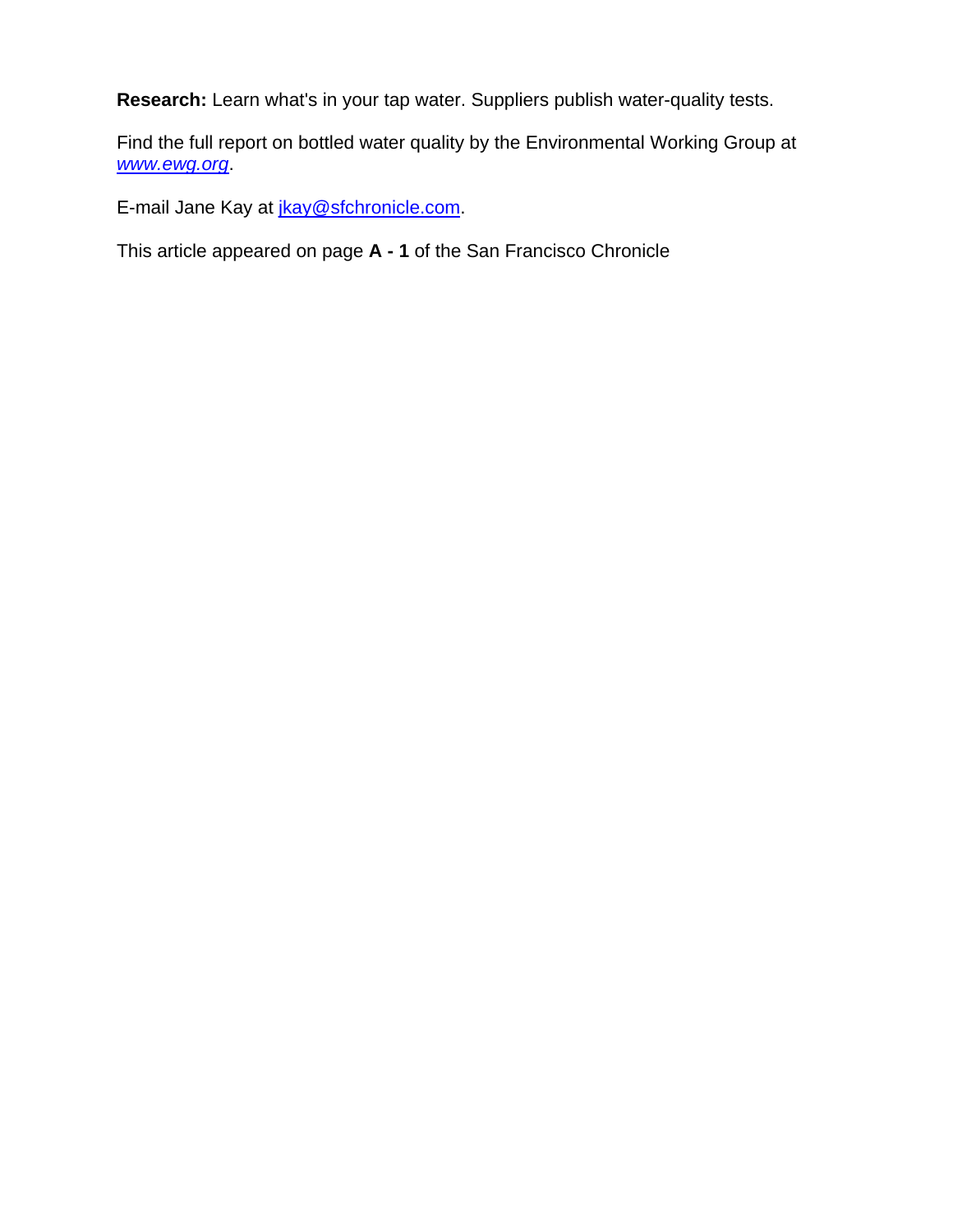**Research:** Learn what's in your tap water. Suppliers publish water-quality tests.

Find the full report on bottled water quality by the Environmental Working Group at *www.ewg.org*.

E-mail Jane Kay at jkay@sfchronicle.com.

This article appeared on page **A - 1** of the San Francisco Chronicle